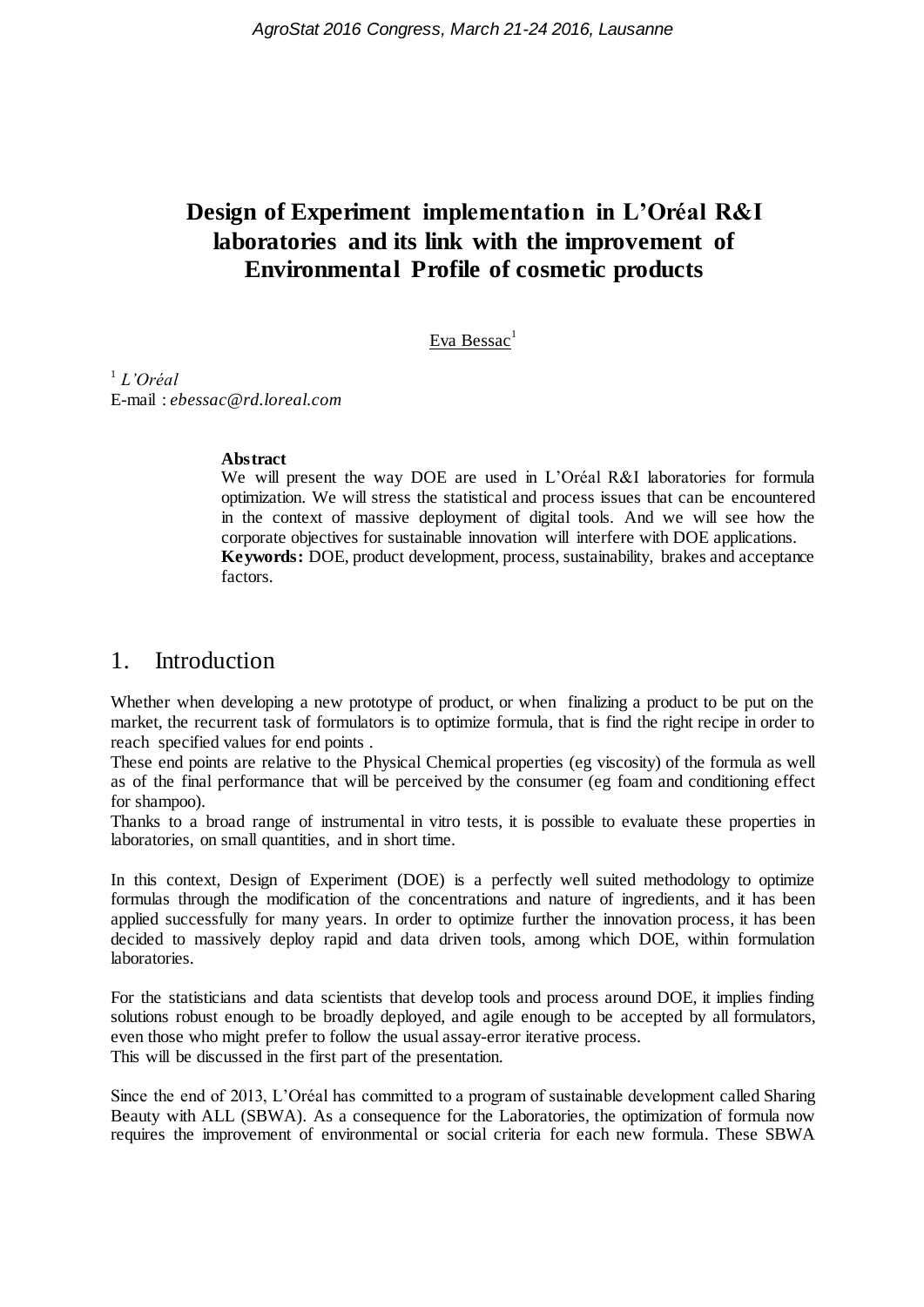# Design of Experiment implementation in L'Oréal R&I laboratories and its link with the improvement of Environmental Profile of cosmetic products

Eva Bessac[1]

[1] *L'Oréal*
E-mail : *ebessac@rd.loreal.com*

**Abstract**
We will present the way DOE are used in L'Oréal R&I laboratories for formula optimization. We will stress the statistical and process issues that can be encountered in the context of massive deployment of digital tools. And we will see how the corporate objectives for sustainable innovation will interfere with DOE applications.
**Keywords:** DOE, product development, process, sustainability, brakes and acceptance factors.

## 1. Introduction

Whether when developing a new prototype of product, or when finalizing a product to be put on the market, the recurrent task of formulators is to optimize formula, that is find the right recipe in order to reach specified values for end points .
These end points are relative to the Physical Chemical properties (eg viscosity) of the formula as well as of the final performance that will be perceived by the consumer (eg foam and conditioning effect for shampoo).
Thanks to a broad range of instrumental in vitro tests, it is possible to evaluate these properties in laboratories, on small quantities, and in short time.

In this context, Design of Experiment (DOE) is a perfectly well suited methodology to optimize formulas through the modification of the concentrations and nature of ingredients, and it has been applied successfully for many years. In order to optimize further the innovation process, it has been decided to massively deploy rapid and data driven tools, among which DOE, within formulation laboratories.

For the statisticians and data scientists that develop tools and process around DOE, it implies finding solutions robust enough to be broadly deployed, and agile enough to be accepted by all formulators, even those who might prefer to follow the usual assay-error iterative process.
This will be discussed in the first part of the presentation.

Since the end of 2013, L'Oréal has committed to a program of sustainable development called Sharing Beauty with ALL (SBWA). As a consequence for the Laboratories, the optimization of formula now requires the improvement of environmental or social criteria for each new formula. These SBWA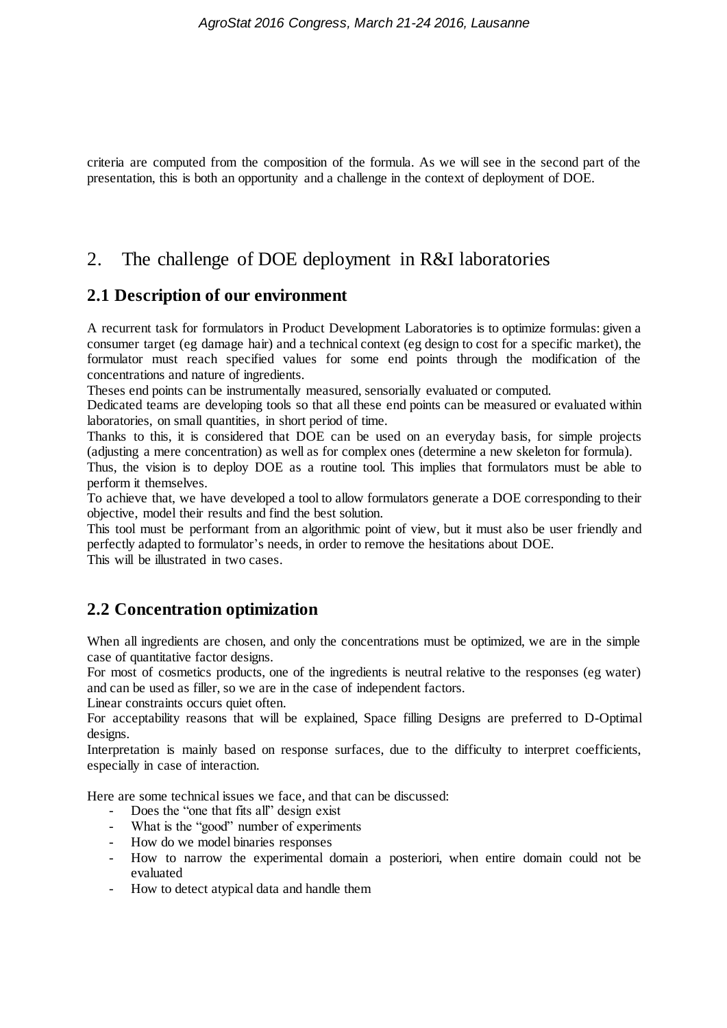criteria are computed from the composition of the formula. As we will see in the second part of the presentation, this is both an opportunity and a challenge in the context of deployment of DOE.

# 2. The challenge of DOE deployment in R&I laboratories

## 2.1 Description of our environment

A recurrent task for formulators in Product Development Laboratories is to optimize formulas: given a consumer target (eg damage hair) and a technical context (eg design to cost for a specific market), the formulator must reach specified values for some end points through the modification of the concentrations and nature of ingredients.

Theses end points can be instrumentally measured, sensorially evaluated or computed.

Dedicated teams are developing tools so that all these end points can be measured or evaluated within laboratories, on small quantities, in short period of time.

Thanks to this, it is considered that DOE can be used on an everyday basis, for simple projects (adjusting a mere concentration) as well as for complex ones (determine a new skeleton for formula).

Thus, the vision is to deploy DOE as a routine tool. This implies that formulators must be able to perform it themselves.

To achieve that, we have developed a tool to allow formulators generate a DOE corresponding to their objective, model their results and find the best solution.

This tool must be performant from an algorithmic point of view, but it must also be user friendly and perfectly adapted to formulator's needs, in order to remove the hesitations about DOE.

This will be illustrated in two cases.

## 2.2 Concentration optimization

When all ingredients are chosen, and only the concentrations must be optimized, we are in the simple case of quantitative factor designs.

For most of cosmetics products, one of the ingredients is neutral relative to the responses (eg water) and can be used as filler, so we are in the case of independent factors.

Linear constraints occurs quiet often.

For acceptability reasons that will be explained, Space filling Designs are preferred to D-Optimal designs.

Interpretation is mainly based on response surfaces, due to the difficulty to interpret coefficients, especially in case of interaction.

Here are some technical issues we face, and that can be discussed:

- Does the "one that fits all" design exist
- What is the "good" number of experiments
- How do we model binaries responses
- How to narrow the experimental domain a posteriori, when entire domain could not be evaluated
- How to detect atypical data and handle them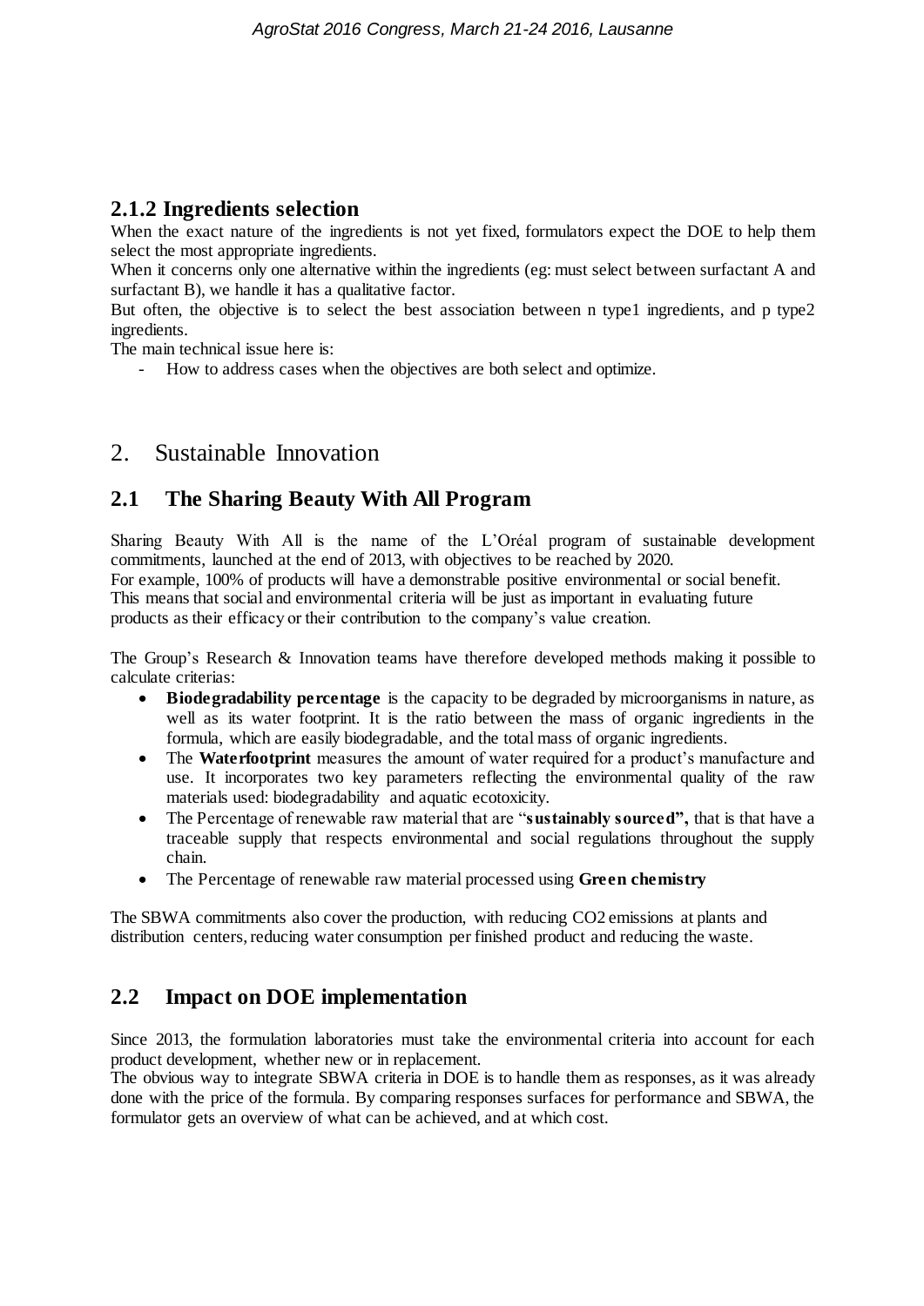### 2.1.2 Ingredients selection

When the exact nature of the ingredients is not yet fixed, formulators expect the DOE to help them select the most appropriate ingredients.

When it concerns only one alternative within the ingredients (eg: must select between surfactant A and surfactant B), we handle it has a qualitative factor.

But often, the objective is to select the best association between n type1 ingredients, and p type2 ingredients.

The main technical issue here is:

- How to address cases when the objectives are both select and optimize.

# 2. Sustainable Innovation

## 2.1 The Sharing Beauty With All Program

Sharing Beauty With All is the name of the L'Oréal program of sustainable development commitments, launched at the end of 2013, with objectives to be reached by 2020.

For example, 100% of products will have a demonstrable positive environmental or social benefit.

This means that social and environmental criteria will be just as important in evaluating future products as their efficacy or their contribution to the company's value creation.

The Group's Research & Innovation teams have therefore developed methods making it possible to calculate criterias:

- **Biodegradability percentage** is the capacity to be degraded by microorganisms in nature, as well as its water footprint. It is the ratio between the mass of organic ingredients in the formula, which are easily biodegradable, and the total mass of organic ingredients.
- The **Waterfootprint** measures the amount of water required for a product's manufacture and use. It incorporates two key parameters reflecting the environmental quality of the raw materials used: biodegradability and aquatic ecotoxicity.
- The Percentage of renewable raw material that are "**sustainably sourced",** that is that have a traceable supply that respects environmental and social regulations throughout the supply chain.
- The Percentage of renewable raw material processed using **Green chemistry**

The SBWA commitments also cover the production, with reducing $CO_2$ emissions at plants and distribution centers, reducing water consumption per finished product and reducing the waste.

## 2.2 Impact on DOE implementation

Since 2013, the formulation laboratories must take the environmental criteria into account for each product development, whether new or in replacement.

The obvious way to integrate SBWA criteria in DOE is to handle them as responses, as it was already done with the price of the formula. By comparing responses surfaces for performance and SBWA, the formulator gets an overview of what can be achieved, and at which cost.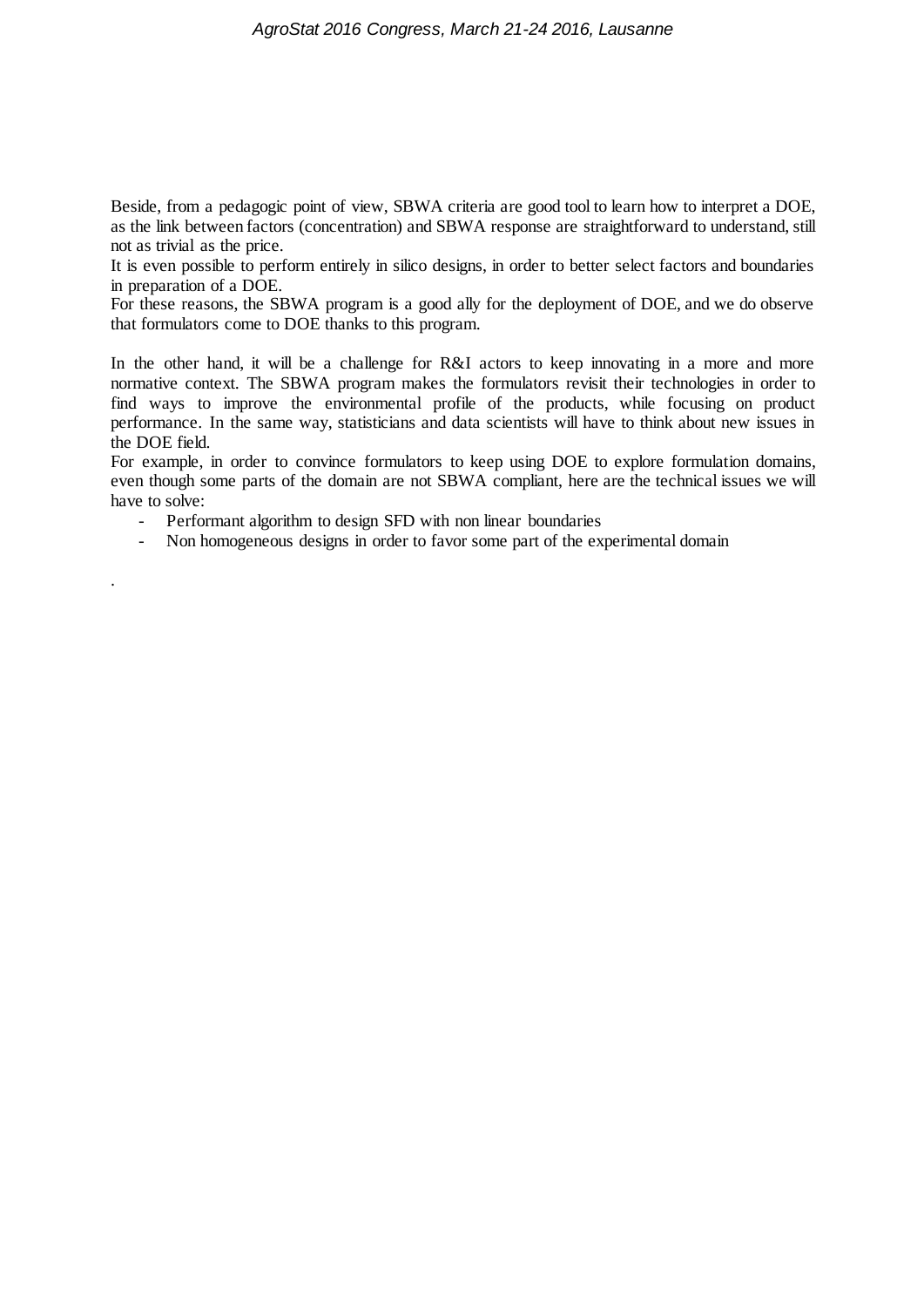Beside, from a pedagogic point of view, SBWA criteria are good tool to learn how to interpret a DOE, as the link between factors (concentration) and SBWA response are straightforward to understand, still not as trivial as the price.

It is even possible to perform entirely in silico designs, in order to better select factors and boundaries in preparation of a DOE.

For these reasons, the SBWA program is a good ally for the deployment of DOE, and we do observe that formulators come to DOE thanks to this program.

In the other hand, it will be a challenge for R&I actors to keep innovating in a more and more normative context. The SBWA program makes the formulators revisit their technologies in order to find ways to improve the environmental profile of the products, while focusing on product performance. In the same way, statisticians and data scientists will have to think about new issues in the DOE field.

For example, in order to convince formulators to keep using DOE to explore formulation domains, even though some parts of the domain are not SBWA compliant, here are the technical issues we will have to solve:

- Performant algorithm to design SFD with non linear boundaries
- Non homogeneous designs in order to favor some part of the experimental domain

.